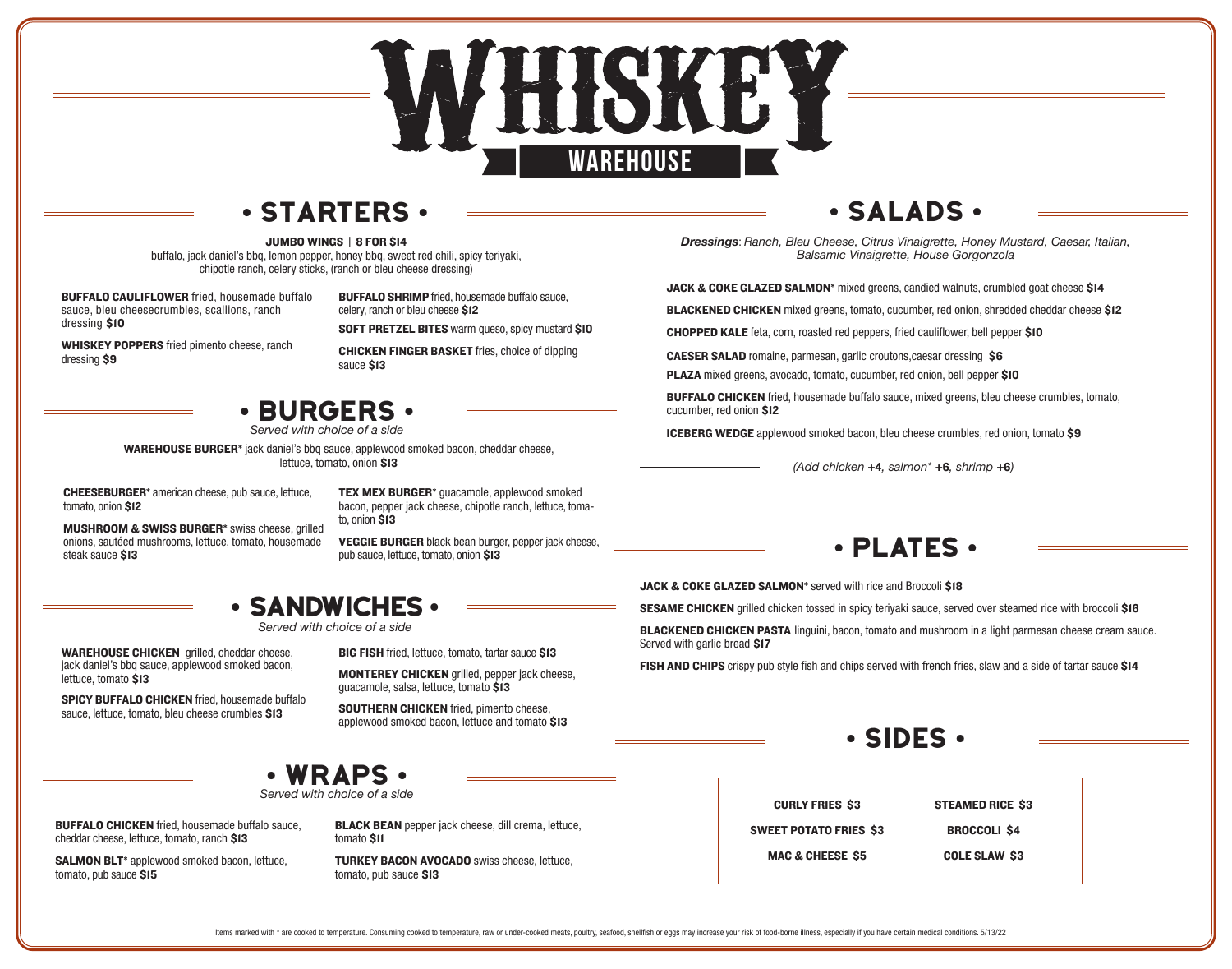# WHISKEY WAREHOUSE

## • STARTERS •

**JUMBO WINGS | 8 FOR $14**
buffalo, jack daniel's bbq, lemon pepper, honey bbq, sweet red chili, spicy teriyaki, chipotle ranch, celery sticks, (ranch or bleu cheese dressing)

**BUFFALO CAULIFLOWER** fried, housemade buffalo sauce, bleu cheesecrumbles, scallions, ranch dressing **$10**

**WHISKEY POPPERS** fried pimento cheese, ranch dressing **$9**

**BUFFALO SHRIMP** fried, housemade buffalo sauce, celery, ranch or bleu cheese **$12**

**SOFT PRETZEL BITES** warm queso, spicy mustard **$10**

**CHICKEN FINGER BASKET** fries, choice of dipping sauce **$13**

## • BURGERS •

*Served with choice of a side*

**WAREHOUSE BURGER*** jack daniel's bbq sauce, applewood smoked bacon, cheddar cheese, lettuce, tomato, onion **$13**

**CHEESEBURGER*** american cheese, pub sauce, lettuce, tomato, onion **$12**

**MUSHROOM & SWISS BURGER*** swiss cheese, grilled onions, sautéed mushrooms, lettuce, tomato, housemade steak sauce **$13**

**TEX MEX BURGER*** guacamole, applewood smoked bacon, pepper jack cheese, chipotle ranch, lettuce, tomato, onion **$13**

**VEGGIE BURGER** black bean burger, pepper jack cheese, pub sauce, lettuce, tomato, onion **$13**

## • SANDWICHES •

*Served with choice of a side*

**WAREHOUSE CHICKEN** grilled, cheddar cheese, jack daniel's bbq sauce, applewood smoked bacon, lettuce, tomato **$13**

**SPICY BUFFALO CHICKEN** fried, housemade buffalo sauce, lettuce, tomato, bleu cheese crumbles **$13**

**BIG FISH** fried, lettuce, tomato, tartar sauce **$13**

**MONTEREY CHICKEN** grilled, pepper jack cheese, guacamole, salsa, lettuce, tomato **$13**

**SOUTHERN CHICKEN** fried, pimento cheese, applewood smoked bacon, lettuce and tomato **$13**

## • WRAPS •

*Served with choice of a side*

**BUFFALO CHICKEN** fried, housemade buffalo sauce, cheddar cheese, lettuce, tomato, ranch **$13**

**SALMON BLT*** applewood smoked bacon, lettuce, tomato, pub sauce **$15**

**BLACK BEAN** pepper jack cheese, dill crema, lettuce, tomato **$11**

**TURKEY BACON AVOCADO** swiss cheese, lettuce, tomato, pub sauce **$13**

## • SALADS •

***Dressings**: Ranch, Bleu Cheese, Citrus Vinaigrette, Honey Mustard, Caesar, Italian, Balsamic Vinaigrette, House Gorgonzola*

**JACK & COKE GLAZED SALMON*** mixed greens, candied walnuts, crumbled goat cheese **$14**

**BLACKENED CHICKEN** mixed greens, tomato, cucumber, red onion, shredded cheddar cheese **$12**

**CHOPPED KALE** feta, corn, roasted red peppers, fried cauliflower, bell pepper **$10**

**CAESER SALAD** romaine, parmesan, garlic croutons,caesar dressing **$6**

**PLAZA** mixed greens, avocado, tomato, cucumber, red onion, bell pepper **$10**

**BUFFALO CHICKEN** fried, housemade buffalo sauce, mixed greens, bleu cheese crumbles, tomato, cucumber, red onion **$12**

**ICEBERG WEDGE** applewood smoked bacon, bleu cheese crumbles, red onion, tomato **$9**

*(Add chicken **+4**, salmon* **+6**, shrimp **+6**)*

## • PLATES •

**JACK & COKE GLAZED SALMON*** served with rice and Broccoli **$18**

**SESAME CHICKEN** grilled chicken tossed in spicy teriyaki sauce, served over steamed rice with broccoli **$16**

**BLACKENED CHICKEN PASTA** linguini, bacon, tomato and mushroom in a light parmesan cheese cream sauce. Served with garlic bread **$17**

**FISH AND CHIPS** crispy pub style fish and chips served with french fries, slaw and a side of tartar sauce **$14**

## • SIDES •

| | |
|---|---|
| **CURLY FRIES $3** | **STEAMED RICE $3** |
| **SWEET POTATO FRIES $3** | **BROCCOLI $4** |
| **MAC & CHEESE $5** | **COLE SLAW $3** |

Items marked with * are cooked to temperature. Consuming cooked to temperature, raw or under-cooked meats, poultry, seafood, shellfish or eggs may increase your risk of food-borne illness, especially if you have certain medical conditions. 5/13/22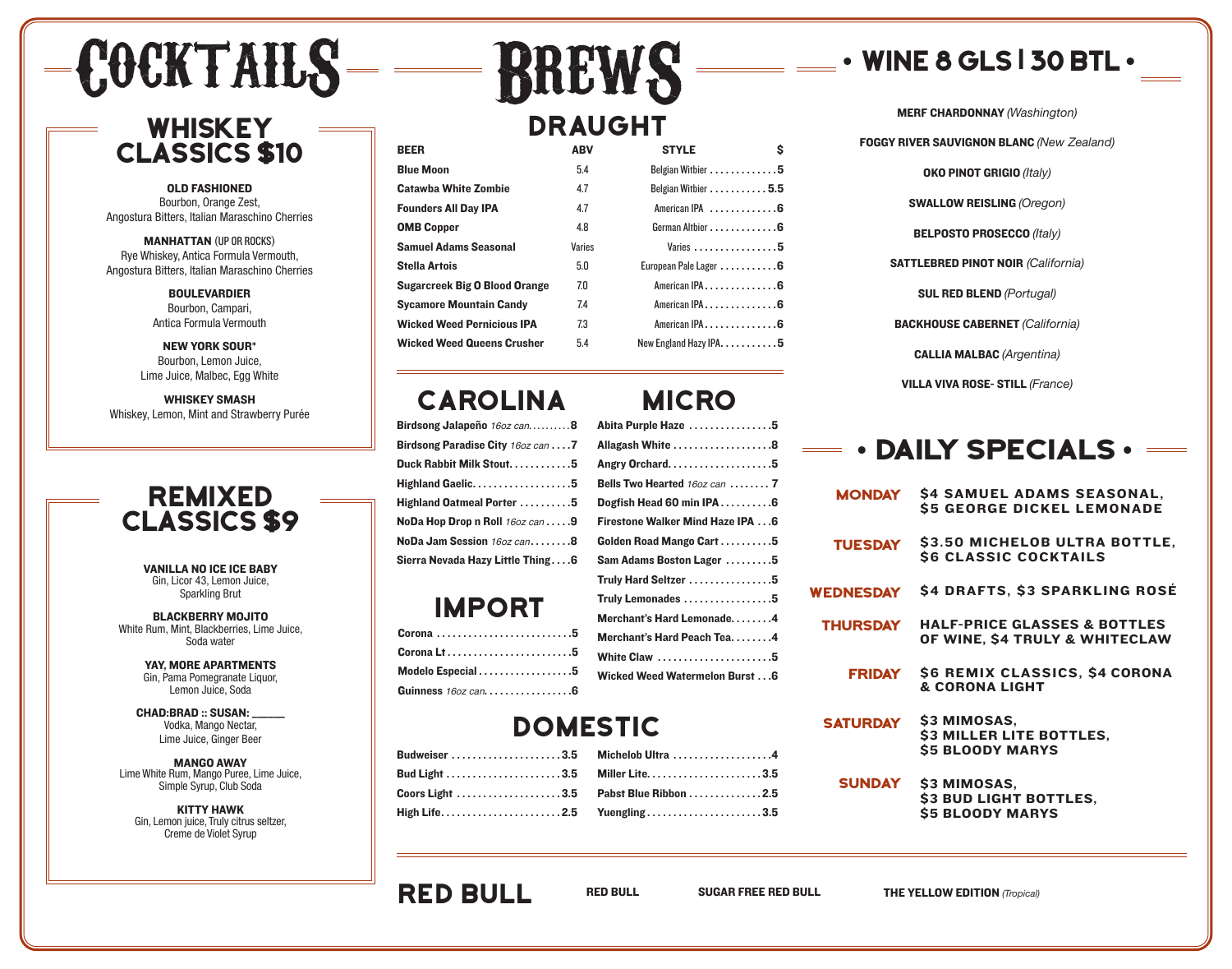# COCKTAILS

## WHISKEY CLASSICS $10

**OLD FASHIONED**
Bourbon, Orange Zest, Angostura Bitters, Italian Maraschino Cherries

**MANHATTAN** (UP OR ROCKS)
Rye Whiskey, Antica Formula Vermouth, Angostura Bitters, Italian Maraschino Cherries

**BOULEVARDIER**
Bourbon, Campari, Antica Formula Vermouth

**NEW YORK SOUR***
Bourbon, Lemon Juice, Lime Juice, Malbec, Egg White

**WHISKEY SMASH**
Whiskey, Lemon, Mint and Strawberry Purée

## REMIXED CLASSICS $9

**VANILLA NO ICE ICE BABY**
Gin, Licor 43, Lemon Juice, Sparkling Brut

**BLACKBERRY MOJITO**
White Rum, Mint, Blackberries, Lime Juice, Soda water

**YAY, MORE APARTMENTS**
Gin, Pama Pomegranate Liquor, Lemon Juice, Soda

**CHAD:BRAD :: SUSAN: ______**
Vodka, Mango Nectar, Lime Juice, Ginger Beer

**MANGO AWAY**
Lime White Rum, Mango Puree, Lime Juice, Simple Syrup, Club Soda

**KITTY HAWK**
Gin, Lemon juice, Truly citrus seltzer, Creme de Violet Syrup

# BREWS

## DRAUGHT

| BEER | ABV | STYLE | $ |
|---|---|---|---|
| Blue Moon | 5.4 | Belgian Witbier | 5 |
| Catawba White Zombie | 4.7 | Belgian Witbier | 5.5 |
| Founders All Day IPA | 4.7 | American IPA | 6 |
| OMB Copper | 4.8 | German Altbier | 6 |
| Samuel Adams Seasonal | Varies | Varies | 5 |
| Stella Artois | 5.0 | European Pale Lager | 6 |
| Sugarcreek Big O Blood Orange | 7.0 | American IPA | 6 |
| Sycamore Mountain Candy | 7.4 | American IPA | 6 |
| Wicked Weed Pernicious IPA | 7.3 | American IPA | 6 |
| Wicked Weed Queens Crusher | 5.4 | New England Hazy IPA | 5 |

## CAROLINA

- Birdsong Jalapeño *16oz can* ... 8
- Birdsong Paradise City *16oz can* ... 7
- Duck Rabbit Milk Stout ... 5
- Highland Gaelic ... 5
- Highland Oatmeal Porter ... 5
- NoDa Hop Drop n Roll *16oz can* ... 9
- NoDa Jam Session *16oz can* ... 8
- Sierra Nevada Hazy Little Thing ... 6

## IMPORT

- Corona ... 5
- Corona Lt ... 5
- Modelo Especial ... 5
- Guinness *16oz can* ... 6

## MICRO

- Abita Purple Haze ... 5
- Allagash White ... 8
- Angry Orchard ... 5
- Bells Two Hearted *16oz can* ... 7
- Dogfish Head 60 min IPA ... 6
- Firestone Walker Mind Haze IPA ... 6
- Golden Road Mango Cart ... 5
- Sam Adams Boston Lager ... 5
- Truly Hard Seltzer ... 5
- Truly Lemonades ... 5
- Merchant's Hard Lemonade ... 4
- Merchant's Hard Peach Tea ... 4
- White Claw ... 5
- Wicked Weed Watermelon Burst ... 6

## DOMESTIC

- Budweiser ... 3.5
- Bud Light ... 3.5
- Coors Light ... 3.5
- High Life ... 2.5
- Michelob Ultra ... 4
- Miller Lite ... 3.5
- Pabst Blue Ribbon ... 2.5
- Yuengling ... 3.5

## RED BULL

RED BULL — SUGAR FREE RED BULL — THE YELLOW EDITION *(Tropical)*

# • WINE 8 GLS | 30 BTL •

- **MERF CHARDONNAY** *(Washington)*
- **FOGGY RIVER SAUVIGNON BLANC** *(New Zealand)*
- **OKO PINOT GRIGIO** *(Italy)*
- **SWALLOW REISLING** *(Oregon)*
- **BELPOSTO PROSECCO** *(Italy)*
- **SATTLEBRED PINOT NOIR** *(California)*
- **SUL RED BLEND** *(Portugal)*
- **BACKHOUSE CABERNET** *(California)*
- **CALLIA MALBAC** *(Argentina)*
- **VILLA VIVA ROSE- STILL** *(France)*

# • DAILY SPECIALS •

| | |
|---|---|
| **MONDAY** | $4 SAMUEL ADAMS SEASONAL, $5 GEORGE DICKEL LEMONADE |
| **TUESDAY** | $3.50 MICHELOB ULTRA BOTTLE, $6 CLASSIC COCKTAILS |
| **WEDNESDAY** | $4 DRAFTS, $3 SPARKLING ROSÉ |
| **THURSDAY** | HALF-PRICE GLASSES & BOTTLES OF WINE, $4 TRULY & WHITECLAW |
| **FRIDAY** | $6 REMIX CLASSICS, $4 CORONA & CORONA LIGHT |
| **SATURDAY** | $3 MIMOSAS, $3 MILLER LITE BOTTLES, $5 BLOODY MARYS |
| **SUNDAY** | $3 MIMOSAS, $3 BUD LIGHT BOTTLES, $5 BLOODY MARYS |